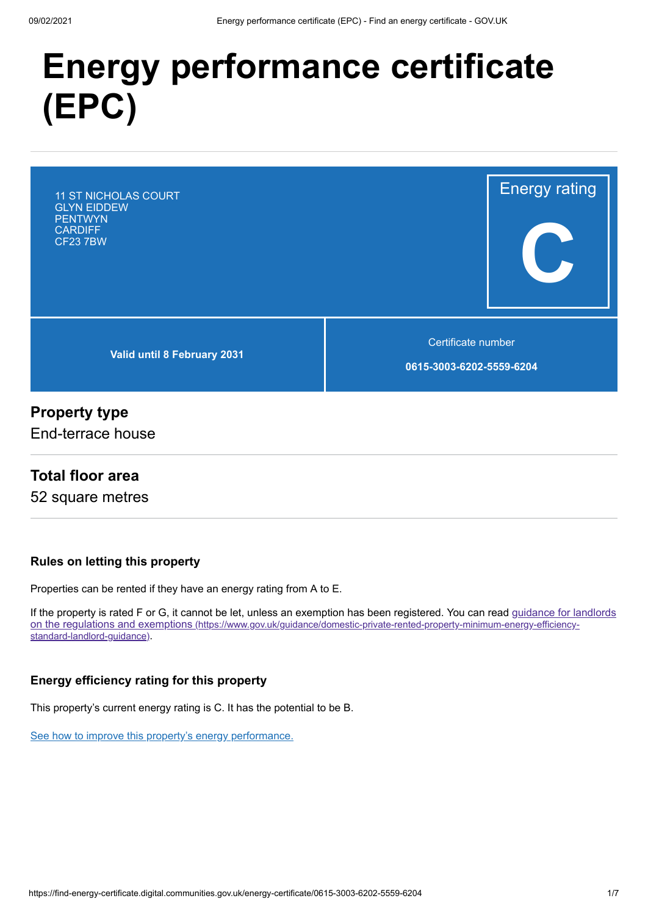# Energy performance certificate (EPC)

11 ST NICHOLAS COURT
GLYN EIDDEW
PENTWYN
CARDIFF
CF23 7BW

Energy rating

**C**

**Valid until 8 February 2031**

Certificate number

**0615-3003-6202-5559-6204**

## Property type

End-terrace house

## Total floor area

52 square metres

### Rules on letting this property

Properties can be rented if they have an energy rating from A to E.

If the property is rated F or G, it cannot be let, unless an exemption has been registered. You can read [guidance for landlords on the regulations and exemptions](https://www.gov.uk/guidance/domestic-private-rented-property-minimum-energy-efficiency-standard-landlord-guidance) (https://www.gov.uk/guidance/domestic-private-rented-property-minimum-energy-efficiency-standard-landlord-guidance).

### Energy efficiency rating for this property

This property's current energy rating is C. It has the potential to be B.

See how to improve this property's energy performance.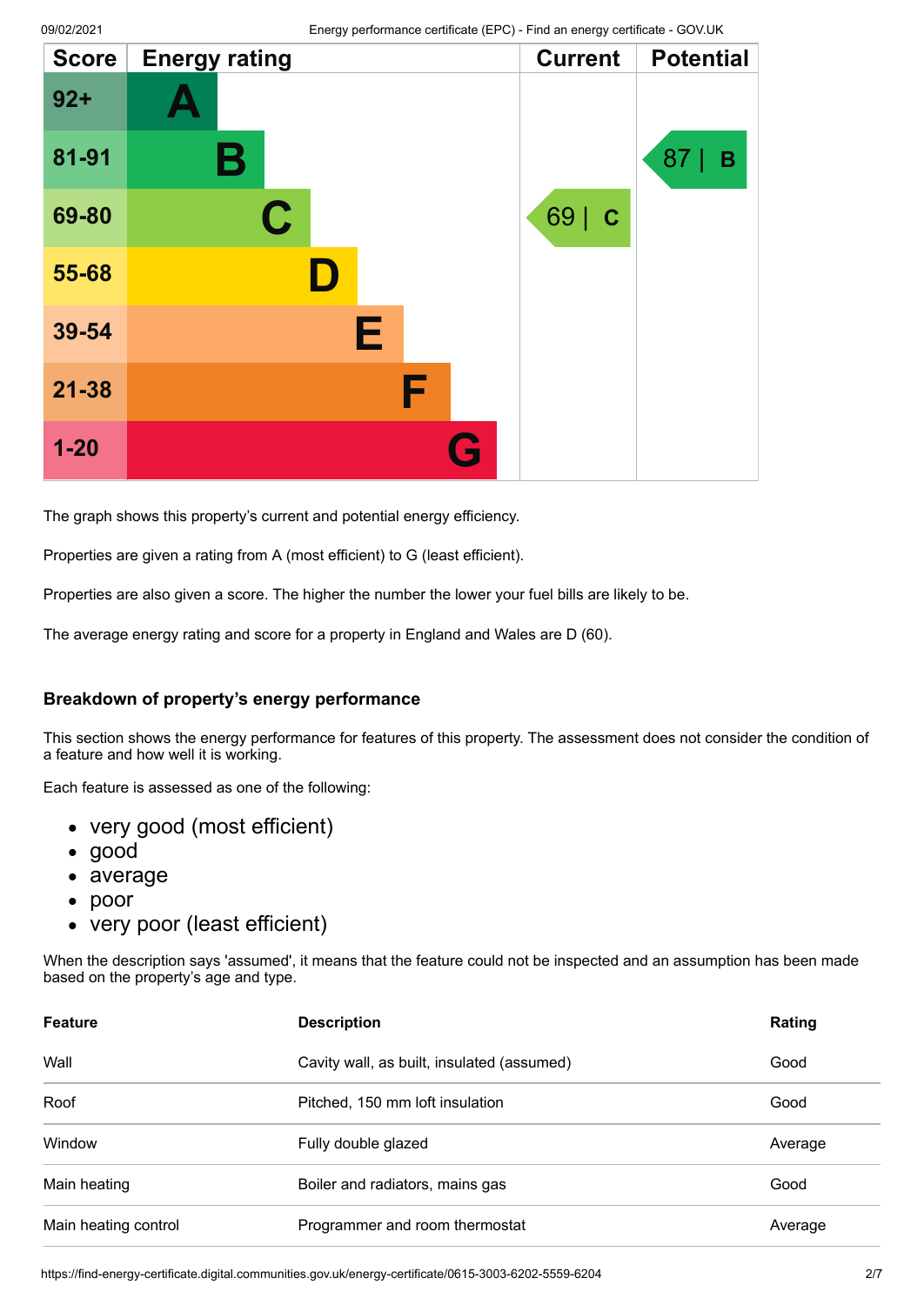| Score | Energy rating | Current | Potential |
|---|---|---|---|
| 92+ | A | | |
| 81-91 | B | | 87 \| B |
| 69-80 | C | 69 \| C | |
| 55-68 | D | | |
| 39-54 | E | | |
| 21-38 | F | | |
| 1-20 | G | | |

The graph shows this property's current and potential energy efficiency.

Properties are given a rating from A (most efficient) to G (least efficient).

Properties are also given a score. The higher the number the lower your fuel bills are likely to be.

The average energy rating and score for a property in England and Wales are D (60).

### Breakdown of property's energy performance

This section shows the energy performance for features of this property. The assessment does not consider the condition of a feature and how well it is working.

Each feature is assessed as one of the following:

- very good (most efficient)
- good
- average
- poor
- very poor (least efficient)

When the description says 'assumed', it means that the feature could not be inspected and an assumption has been made based on the property's age and type.

| Feature | Description | Rating |
|---|---|---|
| Wall | Cavity wall, as built, insulated (assumed) | Good |
| Roof | Pitched, 150 mm loft insulation | Good |
| Window | Fully double glazed | Average |
| Main heating | Boiler and radiators, mains gas | Good |
| Main heating control | Programmer and room thermostat | Average |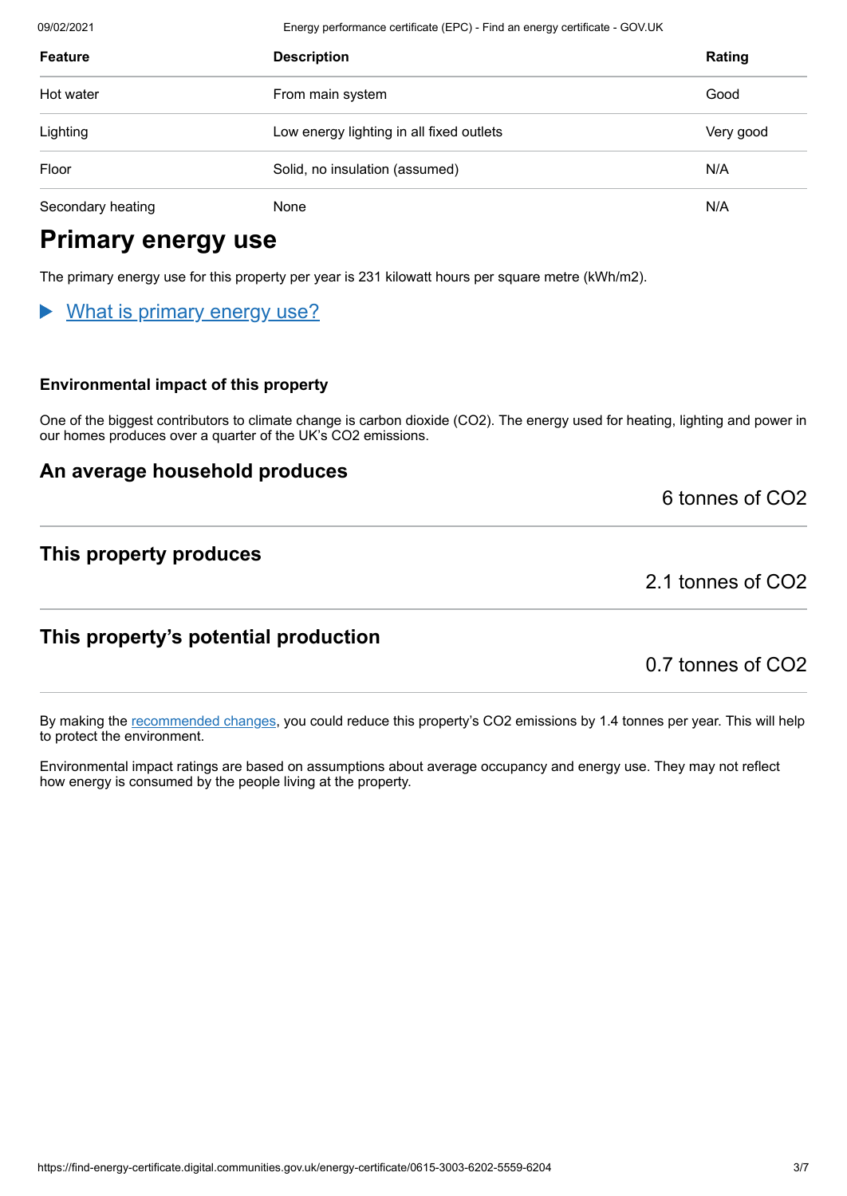| Feature | Description | Rating |
|---|---|---|
| Hot water | From main system | Good |
| Lighting | Low energy lighting in all fixed outlets | Very good |
| Floor | Solid, no insulation (assumed) | N/A |
| Secondary heating | None | N/A |

# Primary energy use

The primary energy use for this property per year is 231 kilowatt hours per square metre (kWh/m2).

▶ What is primary energy use?

### Environmental impact of this property

One of the biggest contributors to climate change is carbon dioxide ($CO_2$). The energy used for heating, lighting and power in our homes produces over a quarter of the UK's $CO_2$ emissions.

## An average household produces

6 tonnes of $CO_2$

## This property produces

2.1 tonnes of $CO_2$

## This property's potential production

0.7 tonnes of $CO_2$

By making the recommended changes, you could reduce this property's $CO_2$ emissions by 1.4 tonnes per year. This will help to protect the environment.

Environmental impact ratings are based on assumptions about average occupancy and energy use. They may not reflect how energy is consumed by the people living at the property.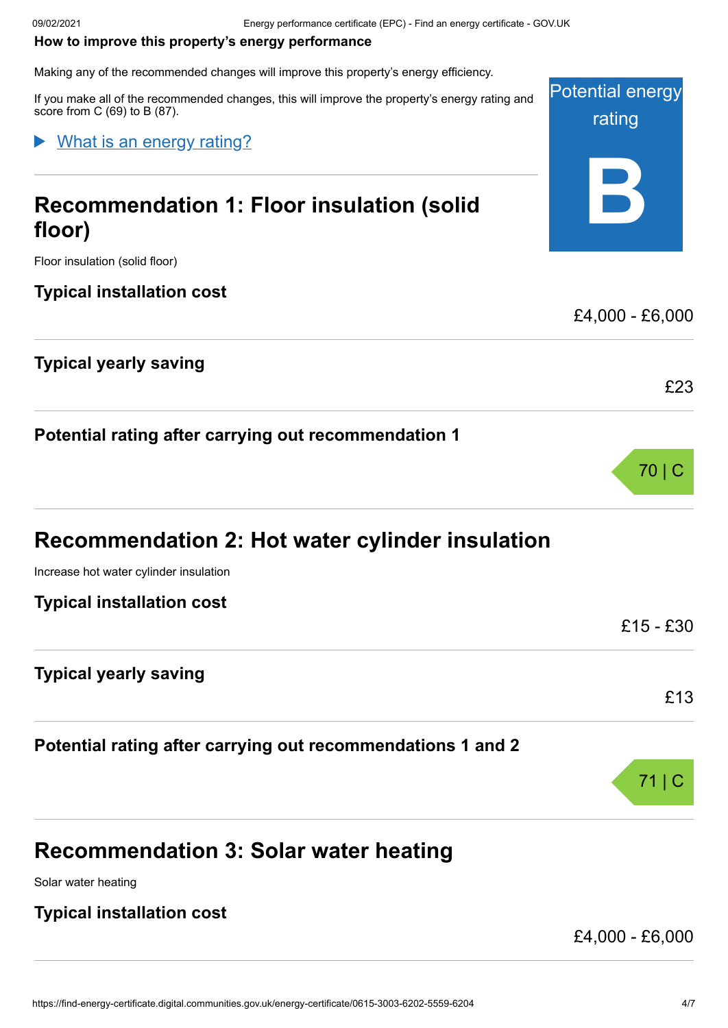**How to improve this property's energy performance**

Making any of the recommended changes will improve this property's energy efficiency.

If you make all of the recommended changes, this will improve the property's energy rating and score from C (69) to B (87).

Potential energy rating

**B**

▶ What is an energy rating?

## Recommendation 1: Floor insulation (solid floor)

Floor insulation (solid floor)

| | |
|---|---|
| **Typical installation cost** | £4,000 - £6,000 |
| **Typical yearly saving** | £23 |
| **Potential rating after carrying out recommendation 1** | 70 \| C |

## Recommendation 2: Hot water cylinder insulation

Increase hot water cylinder insulation

| | |
|---|---|
| **Typical installation cost** | £15 - £30 |
| **Typical yearly saving** | £13 |
| **Potential rating after carrying out recommendations 1 and 2** | 71 \| C |

## Recommendation 3: Solar water heating

Solar water heating

| | |
|---|---|
| **Typical installation cost** | £4,000 - £6,000 |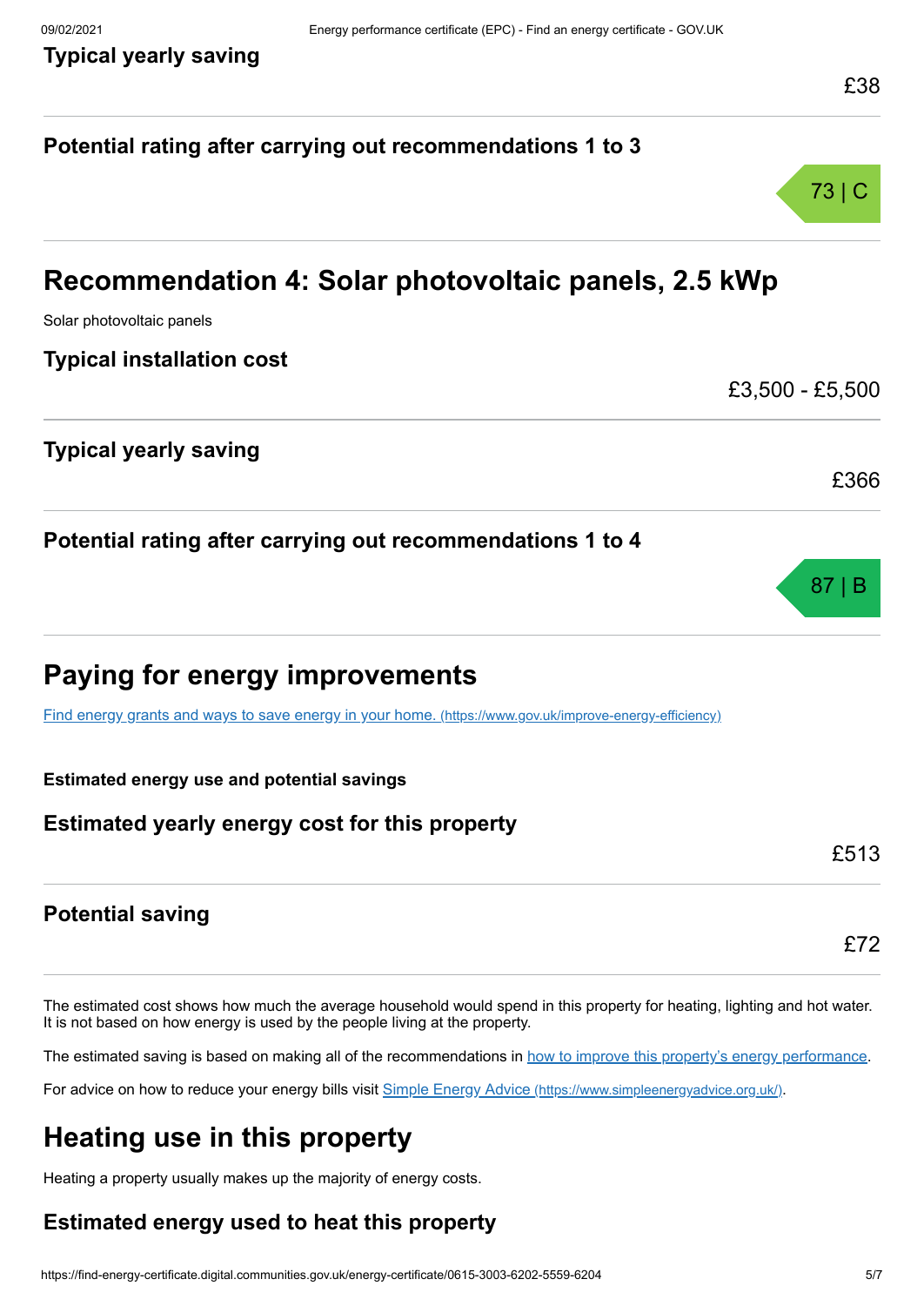### Typical yearly saving

£38

### Potential rating after carrying out recommendations 1 to 3

73 | C

## Recommendation 4: Solar photovoltaic panels, 2.5 kWp

Solar photovoltaic panels

### Typical installation cost

£3,500 - £5,500

### Typical yearly saving

£366

### Potential rating after carrying out recommendations 1 to 4

87 | B

## Paying for energy improvements

[Find energy grants and ways to save energy in your home. (https://www.gov.uk/improve-energy-efficiency)](https://www.gov.uk/improve-energy-efficiency)

**Estimated energy use and potential savings**

### Estimated yearly energy cost for this property

£513

### Potential saving

£72

The estimated cost shows how much the average household would spend in this property for heating, lighting and hot water. It is not based on how energy is used by the people living at the property.

The estimated saving is based on making all of the recommendations in how to improve this property's energy performance.

For advice on how to reduce your energy bills visit [Simple Energy Advice (https://www.simpleenergyadvice.org.uk/)](https://www.simpleenergyadvice.org.uk/).

## Heating use in this property

Heating a property usually makes up the majority of energy costs.

### Estimated energy used to heat this property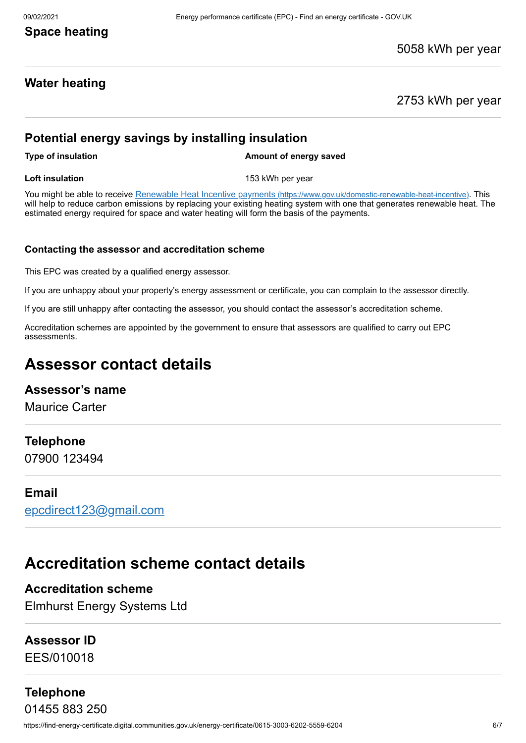### Space heating

5058 kWh per year

### Water heating

2753 kWh per year

### Potential energy savings by installing insulation

| Type of insulation | Amount of energy saved |
|---|---|
| Loft insulation | 153 kWh per year |

You might be able to receive [Renewable Heat Incentive payments](https://www.gov.uk/domestic-renewable-heat-incentive) (https://www.gov.uk/domestic-renewable-heat-incentive). This will help to reduce carbon emissions by replacing your existing heating system with one that generates renewable heat. The estimated energy required for space and water heating will form the basis of the payments.

#### Contacting the assessor and accreditation scheme

This EPC was created by a qualified energy assessor.

If you are unhappy about your property's energy assessment or certificate, you can complain to the assessor directly.

If you are still unhappy after contacting the assessor, you should contact the assessor's accreditation scheme.

Accreditation schemes are appointed by the government to ensure that assessors are qualified to carry out EPC assessments.

## Assessor contact details

### Assessor's name

Maurice Carter

### Telephone

07900 123494

### Email

epcdirect123@gmail.com

## Accreditation scheme contact details

### Accreditation scheme

Elmhurst Energy Systems Ltd

### Assessor ID

EES/010018

### Telephone

01455 883 250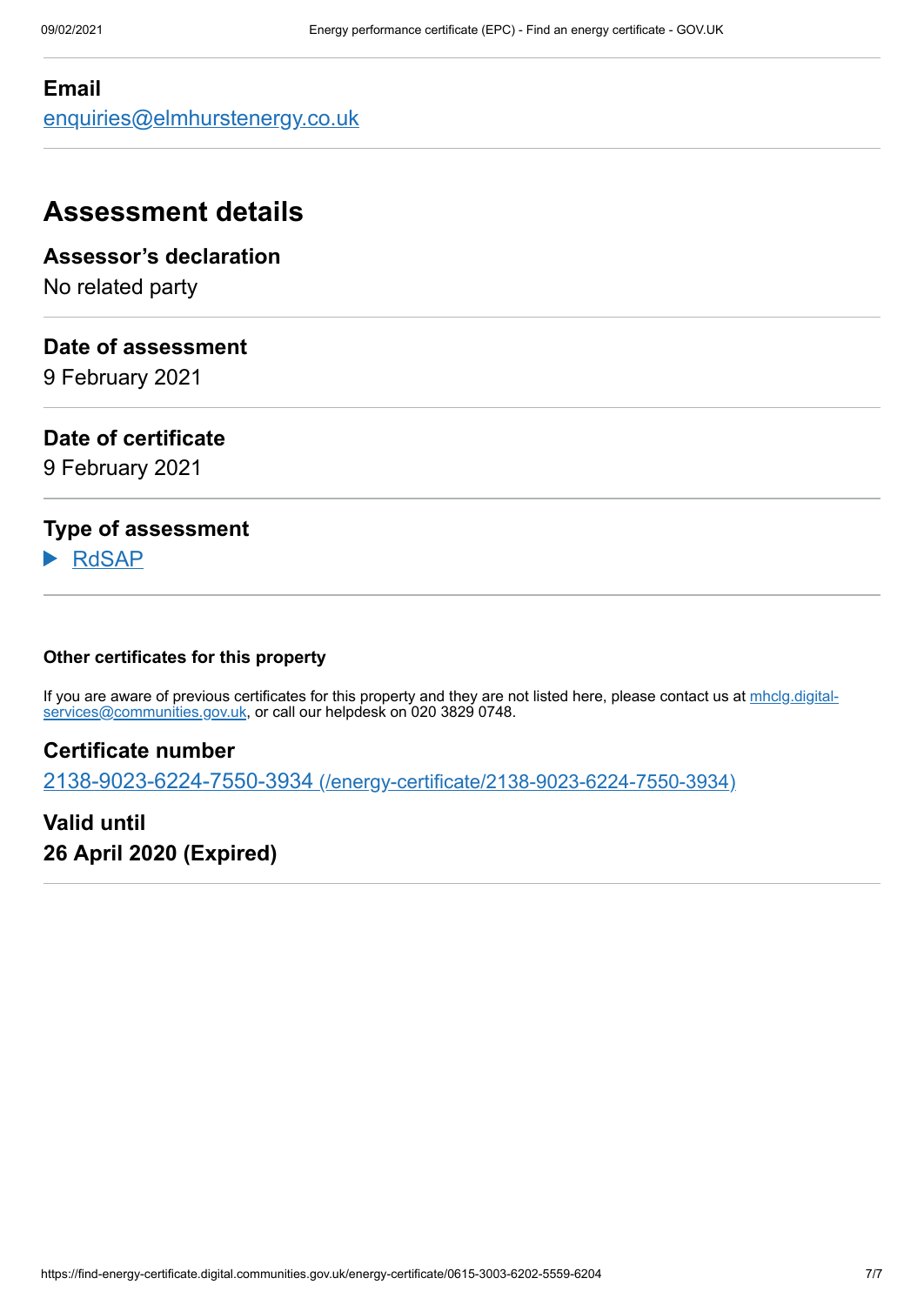**Email**

[enquiries@elmhurstenergy.co.uk](mailto:enquiries@elmhurstenergy.co.uk)

## Assessment details

**Assessor's declaration**

No related party

**Date of assessment**

9 February 2021

**Date of certificate**

9 February 2021

**Type of assessment**

▶ RdSAP

**Other certificates for this property**

If you are aware of previous certificates for this property and they are not listed here, please contact us at mhclg.digital-services@communities.gov.uk, or call our helpdesk on 020 3829 0748.

**Certificate number**

2138-9023-6224-7550-3934 (/energy-certificate/2138-9023-6224-7550-3934)

**Valid until**

**26 April 2020 (Expired)**